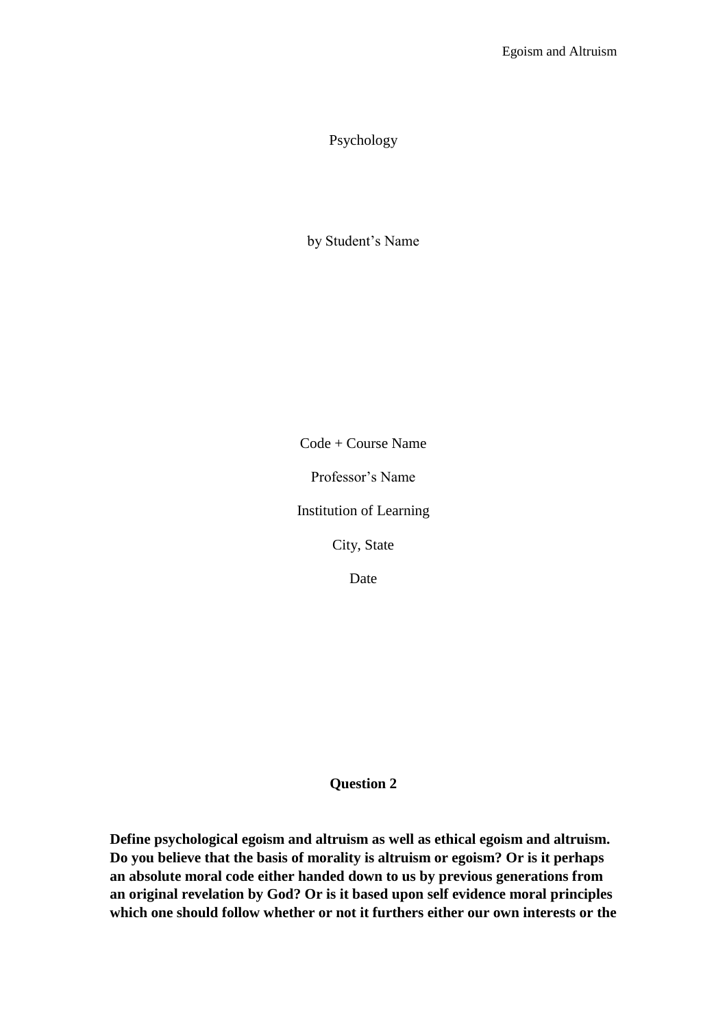Psychology

by Student's Name

Code + Course Name

Professor's Name

Institution of Learning

City, State

Date

**Question 2**

**Define psychological egoism and altruism as well as ethical egoism and altruism. Do you believe that the basis of morality is altruism or egoism? Or is it perhaps an absolute moral code either handed down to us by previous generations from an original revelation by God? Or is it based upon self evidence moral principles which one should follow whether or not it furthers either our own interests or the**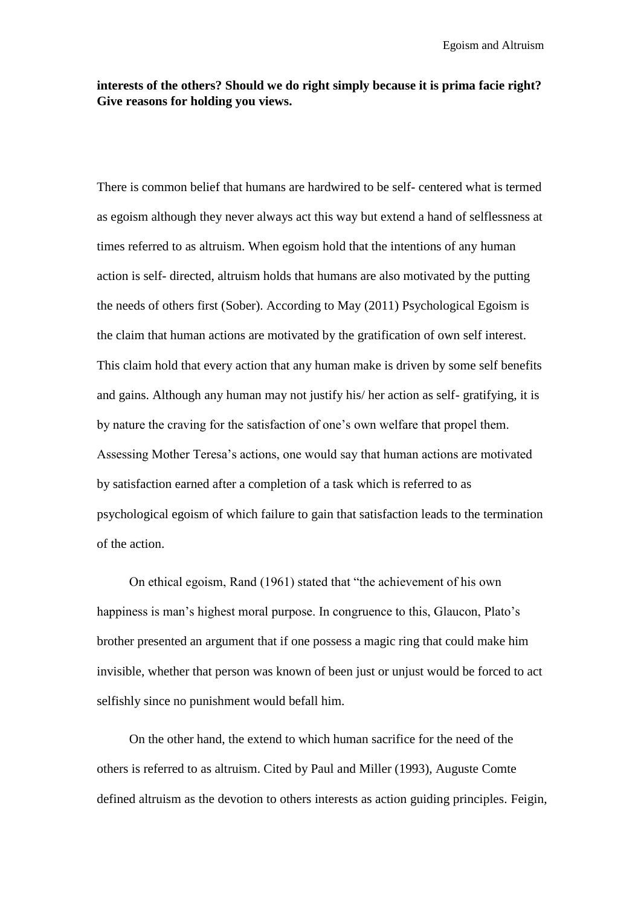**interests of the others? Should we do right simply because it is prima facie right? Give reasons for holding you views.**

There is common belief that humans are hardwired to be self- centered what is termed as egoism although they never always act this way but extend a hand of selflessness at times referred to as altruism. When egoism hold that the intentions of any human action is self- directed, altruism holds that humans are also motivated by the putting the needs of others first (Sober). According to May (2011) Psychological Egoism is the claim that human actions are motivated by the gratification of own self interest. This claim hold that every action that any human make is driven by some self benefits and gains. Although any human may not justify his/ her action as self- gratifying, it is by nature the craving for the satisfaction of one's own welfare that propel them. Assessing Mother Teresa's actions, one would say that human actions are motivated by satisfaction earned after a completion of a task which is referred to as psychological egoism of which failure to gain that satisfaction leads to the termination of the action.

On ethical egoism, Rand (1961) stated that "the achievement of his own happiness is man's highest moral purpose. In congruence to this, Glaucon, Plato's brother presented an argument that if one possess a magic ring that could make him invisible, whether that person was known of been just or unjust would be forced to act selfishly since no punishment would befall him.

On the other hand, the extend to which human sacrifice for the need of the others is referred to as altruism. Cited by Paul and Miller (1993), Auguste Comte defined altruism as the devotion to others interests as action guiding principles. Feigin,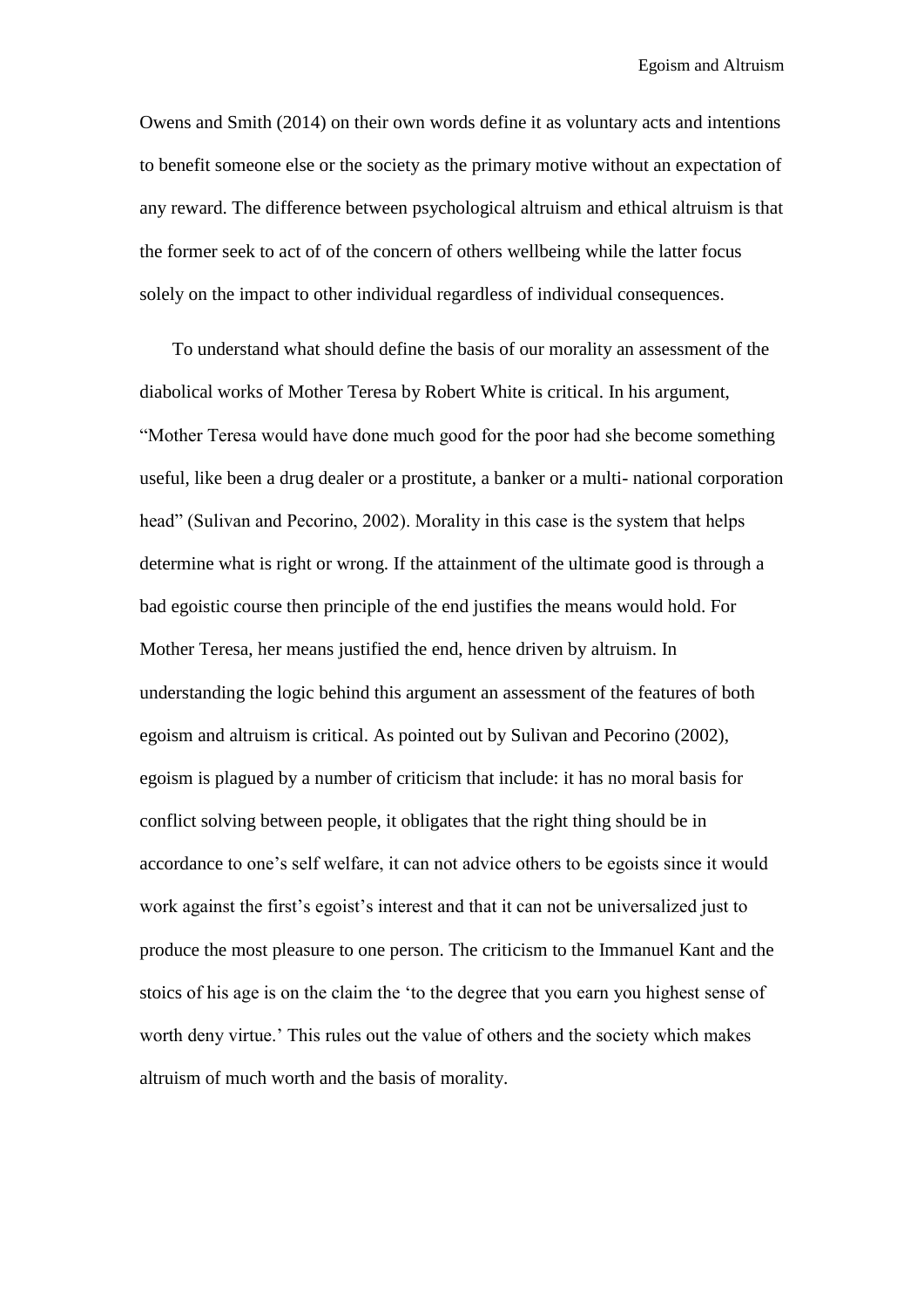Owens and Smith (2014) on their own words define it as voluntary acts and intentions to benefit someone else or the society as the primary motive without an expectation of any reward. The difference between psychological altruism and ethical altruism is that the former seek to act of of the concern of others wellbeing while the latter focus solely on the impact to other individual regardless of individual consequences.

To understand what should define the basis of our morality an assessment of the diabolical works of Mother Teresa by Robert White is critical. In his argument, "Mother Teresa would have done much good for the poor had she become something useful, like been a drug dealer or a prostitute, a banker or a multi- national corporation head" (Sulivan and Pecorino, 2002). Morality in this case is the system that helps determine what is right or wrong. If the attainment of the ultimate good is through a bad egoistic course then principle of the end justifies the means would hold. For Mother Teresa, her means justified the end, hence driven by altruism. In understanding the logic behind this argument an assessment of the features of both egoism and altruism is critical. As pointed out by Sulivan and Pecorino (2002), egoism is plagued by a number of criticism that include: it has no moral basis for conflict solving between people, it obligates that the right thing should be in accordance to one's self welfare, it can not advice others to be egoists since it would work against the first's egoist's interest and that it can not be universalized just to produce the most pleasure to one person. The criticism to the Immanuel Kant and the stoics of his age is on the claim the 'to the degree that you earn you highest sense of worth deny virtue.' This rules out the value of others and the society which makes altruism of much worth and the basis of morality.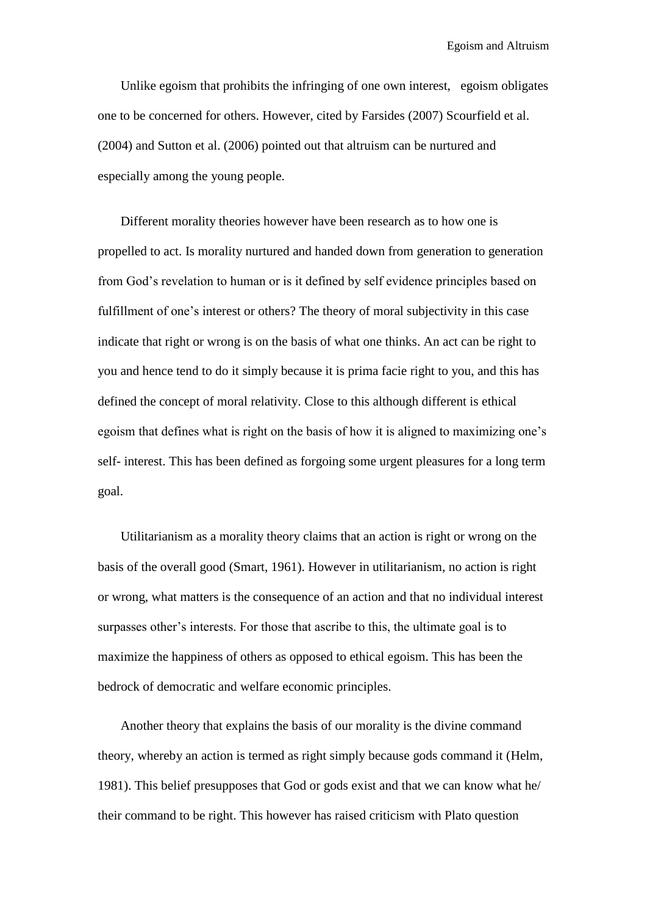Unlike egoism that prohibits the infringing of one own interest,   egoism obligates one to be concerned for others. However, cited by Farsides (2007) Scourfield et al. (2004) and Sutton et al. (2006) pointed out that altruism can be nurtured and especially among the young people.

Different morality theories however have been research as to how one is propelled to act. Is morality nurtured and handed down from generation to generation from God's revelation to human or is it defined by self evidence principles based on fulfillment of one's interest or others? The theory of moral subjectivity in this case indicate that right or wrong is on the basis of what one thinks. An act can be right to you and hence tend to do it simply because it is prima facie right to you, and this has defined the concept of moral relativity. Close to this although different is ethical egoism that defines what is right on the basis of how it is aligned to maximizing one's self- interest. This has been defined as forgoing some urgent pleasures for a long term goal.

Utilitarianism as a morality theory claims that an action is right or wrong on the basis of the overall good (Smart, 1961). However in utilitarianism, no action is right or wrong, what matters is the consequence of an action and that no individual interest surpasses other's interests. For those that ascribe to this, the ultimate goal is to maximize the happiness of others as opposed to ethical egoism. This has been the bedrock of democratic and welfare economic principles.

Another theory that explains the basis of our morality is the divine command theory, whereby an action is termed as right simply because gods command it (Helm, 1981). This belief presupposes that God or gods exist and that we can know what he/ their command to be right. This however has raised criticism with Plato question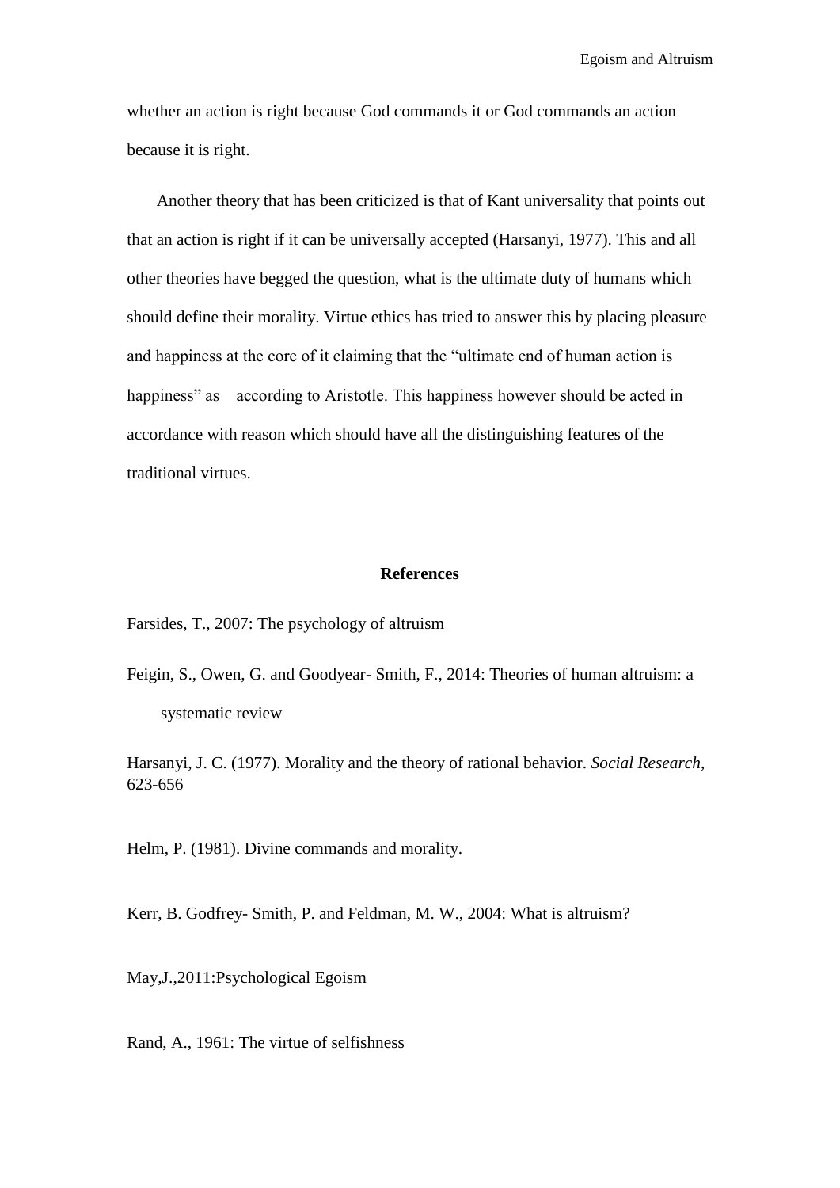whether an action is right because God commands it or God commands an action because it is right.

Another theory that has been criticized is that of Kant universality that points out that an action is right if it can be universally accepted (Harsanyi, 1977). This and all other theories have begged the question, what is the ultimate duty of humans which should define their morality. Virtue ethics has tried to answer this by placing pleasure and happiness at the core of it claiming that the "ultimate end of human action is happiness" as according to Aristotle. This happiness however should be acted in accordance with reason which should have all the distinguishing features of the traditional virtues.

**References**

Farsides, T., 2007: The psychology of altruism

Feigin, S., Owen, G. and Goodyear- Smith, F., 2014: Theories of human altruism: a systematic review

Harsanyi, J. C. (1977). Morality and the theory of rational behavior. *Social Research*, 623-656

Helm, P. (1981). Divine commands and morality.

Kerr, B. Godfrey- Smith, P. and Feldman, M. W., 2004: What is altruism?

May,J.,2011:Psychological Egoism

Rand, A., 1961: The virtue of selfishness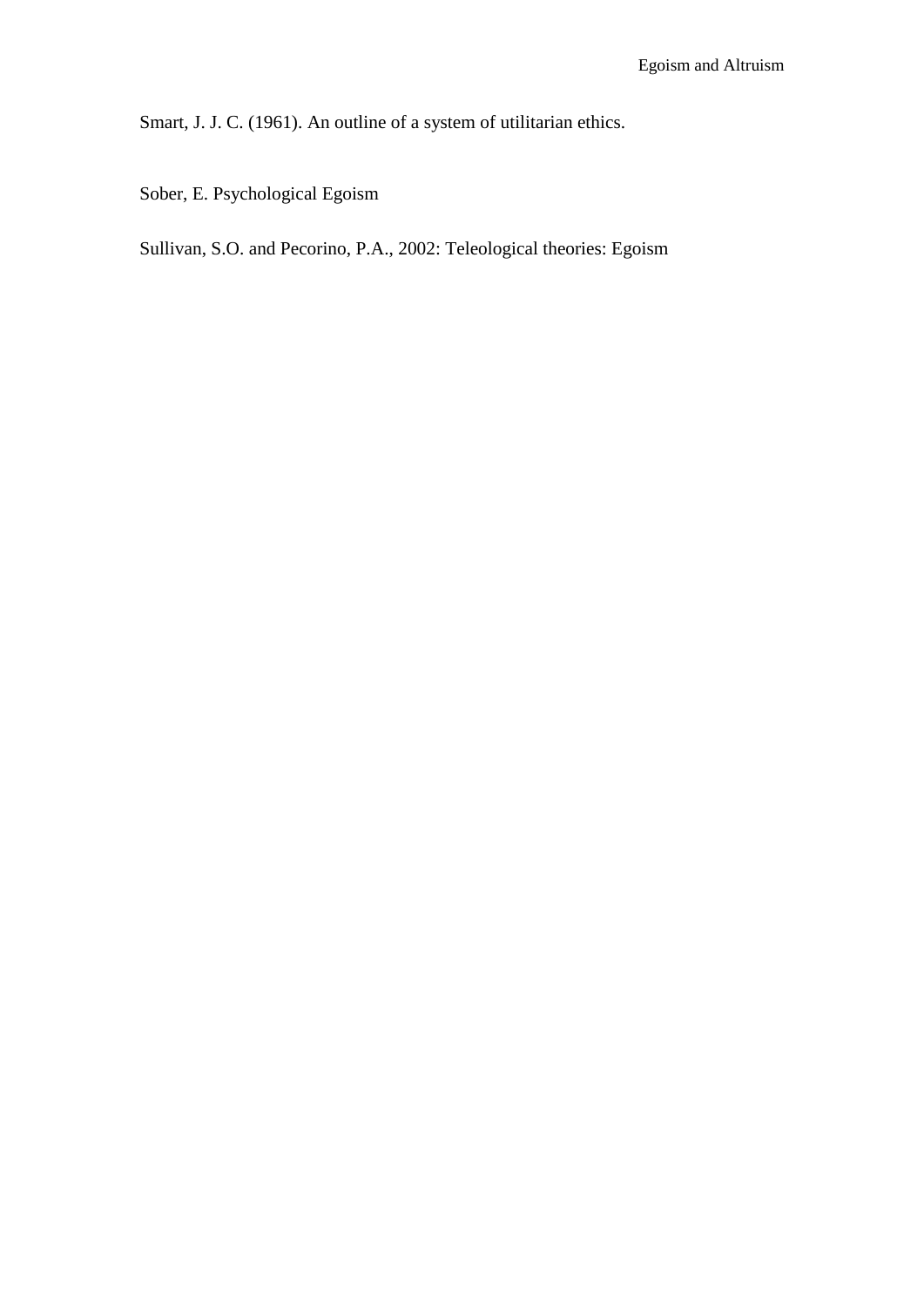Smart, J. J. C. (1961). An outline of a system of utilitarian ethics.

Sober, E. Psychological Egoism

Sullivan, S.O. and Pecorino, P.A., 2002: Teleological theories: Egoism